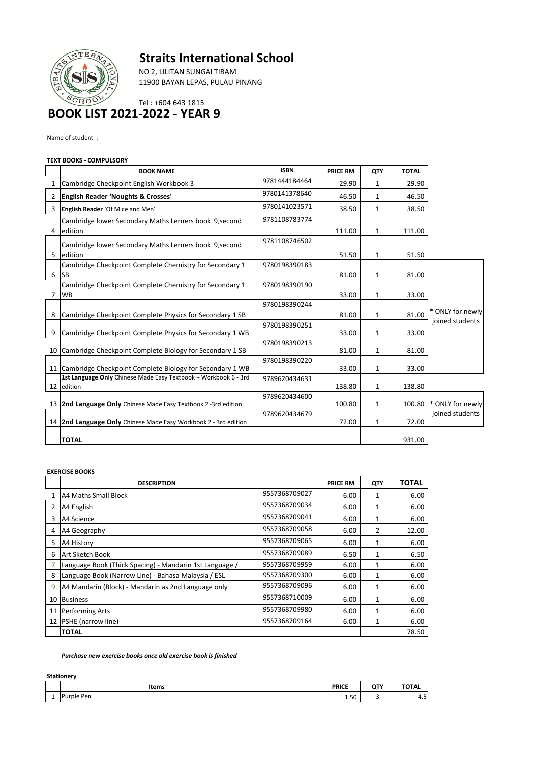# Straits International School

NO 2, LILITAN SUNGAI TIRAM
11900 BAYAN LEPAS, PULAU PINANG

Tel : +604 643 1815

## BOOK LIST 2021-2022 - YEAR 9

Name of student :

**TEXT BOOKS - COMPULSORY**

| | BOOK NAME | ISBN | PRICE RM | QTY | TOTAL | |
|---|---|---|---|---|---|---|
| 1 | Cambridge Checkpoint English Workbook 3 | 9781444184464 | 29.90 | 1 | 29.90 | |
| 2 | **English Reader 'Noughts & Crosses'** | 9780141378640 | 46.50 | 1 | 46.50 | |
| 3 | **English Reader** 'Of Mice and Men' | 9780141023571 | 38.50 | 1 | 38.50 | |
| 4 | Cambridge lower Secondary Maths Lerners book 9,second edition | 9781108783774 | 111.00 | 1 | 111.00 | |
| 5 | Cambridge lower Secondary Maths Lerners book 9,second edition | 9781108746502 | 51.50 | 1 | 51.50 | |
| 6 | Cambridge Checkpoint Complete Chemistry for Secondary 1 SB | 9780198390183 | 81.00 | 1 | 81.00 | * ONLY for newly joined students |
| 7 | Cambridge Checkpoint Complete Chemistry for Secondary 1 WB | 9780198390190 | 33.00 | 1 | 33.00 | |
| 8 | Cambridge Checkpoint Complete Physics for Secondary 1 SB | 9780198390244 | 81.00 | 1 | 81.00 | |
| 9 | Cambridge Checkpoint Complete Physics for Secondary 1 WB | 9780198390251 | 33.00 | 1 | 33.00 | |
| 10 | Cambridge Checkpoint Complete Biology for Secondary 1 SB | 9780198390213 | 81.00 | 1 | 81.00 | |
| 11 | Cambridge Checkpoint Complete Biology for Secondary 1 WB | 9780198390220 | 33.00 | 1 | 33.00 | |
| 12 | **1st Language Only** Chinese Made Easy Textbook + Workbook 6 - 3rd edition | 9789620434631 | 138.80 | 1 | 138.80 | |
| 13 | **2nd Language Only** Chinese Made Easy Textbook 2 -3rd edition | 9789620434600 | 100.80 | 1 | 100.80 | * ONLY for newly joined students |
| 14 | **2nd Language Only** Chinese Made Easy Workbook 2 - 3rd edition | 9789620434679 | 72.00 | 1 | 72.00 | |
| | **TOTAL** | | | | 931.00 | |

**EXERCISE BOOKS**

| | DESCRIPTION | | PRICE RM | QTY | TOTAL |
|---|---|---|---|---|---|
| 1 | A4 Maths Small Block | 9557368709027 | 6.00 | 1 | 6.00 |
| 2 | A4 English | 9557368709034 | 6.00 | 1 | 6.00 |
| 3 | A4 Science | 9557368709041 | 6.00 | 1 | 6.00 |
| 4 | A4 Geography | 9557368709058 | 6.00 | 2 | 12.00 |
| 5 | A4 History | 9557368709065 | 6.00 | 1 | 6.00 |
| 6 | Art Sketch Book | 9557368709089 | 6.50 | 1 | 6.50 |
| 7 | Language Book (Thick Spacing) - Mandarin 1st Language / | 9557368709959 | 6.00 | 1 | 6.00 |
| 8 | Language Book (Narrow Line) - Bahasa Malaysia / ESL | 9557368709300 | 6.00 | 1 | 6.00 |
| 9 | A4 Mandarin (Block) - Mandarin as 2nd Language only | 9557368709096 | 6.00 | 1 | 6.00 |
| 10 | Business | 9557368710009 | 6.00 | 1 | 6.00 |
| 11 | Performing Arts | 9557368709980 | 6.00 | 1 | 6.00 |
| 12 | PSHE (narrow line) | 9557368709164 | 6.00 | 1 | 6.00 |
| | **TOTAL** | | | | 78.50 |

***Purchase new exercise books once old exercise book is finished***

**Stationery**

| | Items | PRICE | QTY | TOTAL |
|---|---|---|---|---|
| 1 | Purple Pen | 1.50 | 3 | 4.5 |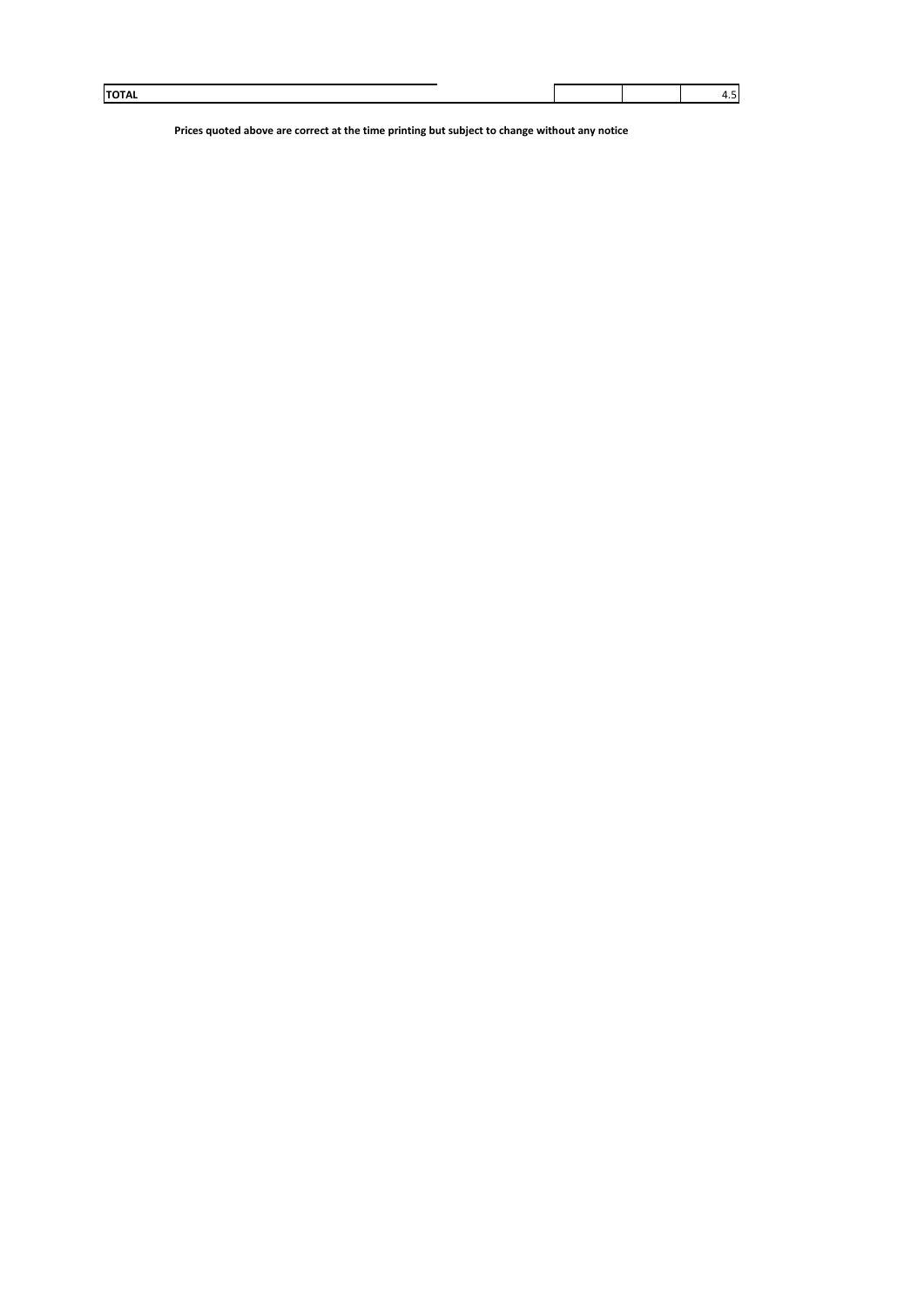| | | | |
|---|---|---|---|
| **TOTAL** | | | 4.5 |

**Prices quoted above are correct at the time printing but subject to change without any notice**